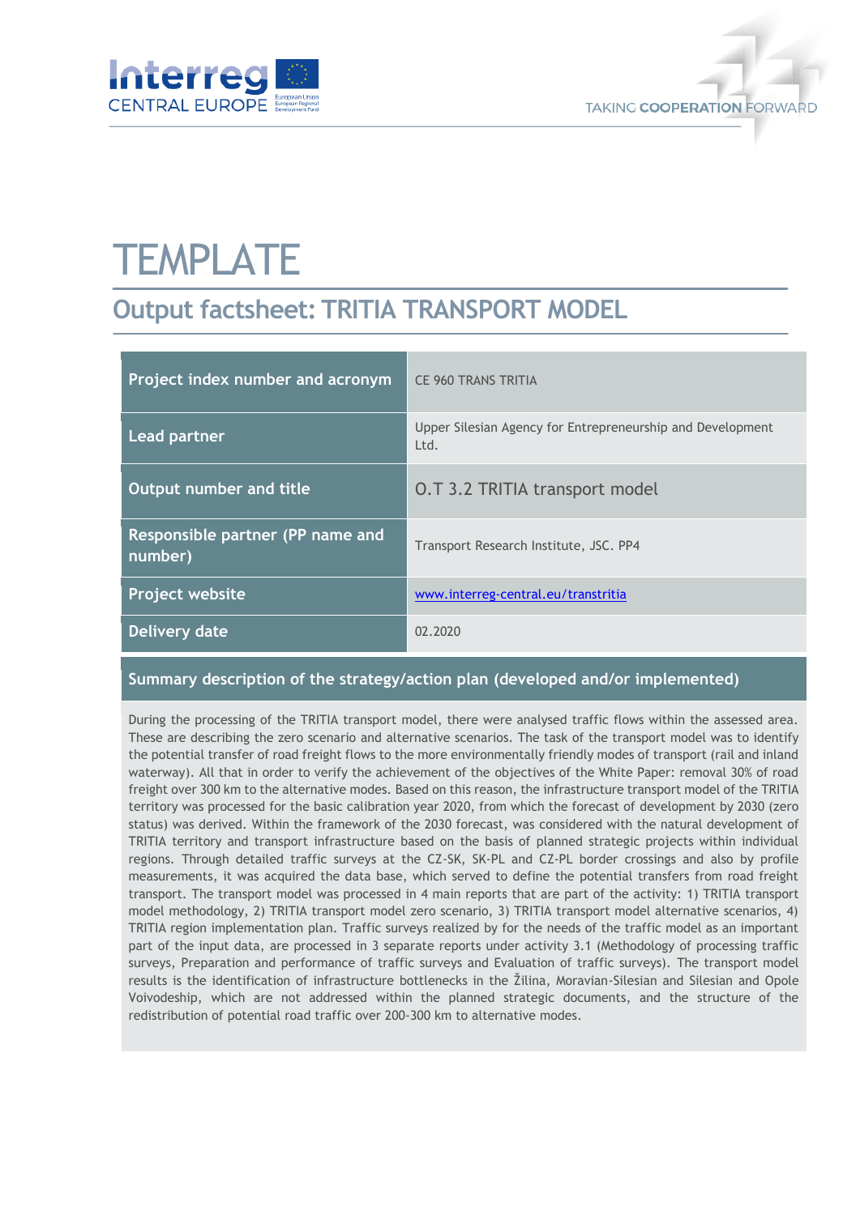# TEMPLATE

## Output factsheet: TRITIA TRANSPORT MODEL

| | |
|---|---|
| **Project index number and acronym** | CE 960 TRANS TRITIA |
| **Lead partner** | Upper Silesian Agency for Entrepreneurship and Development Ltd. |
| **Output number and title** | O.T 3.2 TRITIA transport model |
| **Responsible partner (PP name and number)** | Transport Research Institute, JSC. PP4 |
| **Project website** | [www.interreg-central.eu/transtritia](www.interreg-central.eu/transtritia) |
| **Delivery date** | 02.2020 |

### Summary description of the strategy/action plan (developed and/or implemented)

During the processing of the TRITIA transport model, there were analysed traffic flows within the assessed area. These are describing the zero scenario and alternative scenarios. The task of the transport model was to identify the potential transfer of road freight flows to the more environmentally friendly modes of transport (rail and inland waterway). All that in order to verify the achievement of the objectives of the White Paper: removal 30% of road freight over 300 km to the alternative modes. Based on this reason, the infrastructure transport model of the TRITIA territory was processed for the basic calibration year 2020, from which the forecast of development by 2030 (zero status) was derived. Within the framework of the 2030 forecast, was considered with the natural development of TRITIA territory and transport infrastructure based on the basis of planned strategic projects within individual regions. Through detailed traffic surveys at the CZ-SK, SK-PL and CZ-PL border crossings and also by profile measurements, it was acquired the data base, which served to define the potential transfers from road freight transport. The transport model was processed in 4 main reports that are part of the activity: 1) TRITIA transport model methodology, 2) TRITIA transport model zero scenario, 3) TRITIA transport model alternative scenarios, 4) TRITIA region implementation plan. Traffic surveys realized by for the needs of the traffic model as an important part of the input data, are processed in 3 separate reports under activity 3.1 (Methodology of processing traffic surveys, Preparation and performance of traffic surveys and Evaluation of traffic surveys). The transport model results is the identification of infrastructure bottlenecks in the Žilina, Moravian-Silesian and Silesian and Opole Voivodeship, which are not addressed within the planned strategic documents, and the structure of the redistribution of potential road traffic over 200-300 km to alternative modes.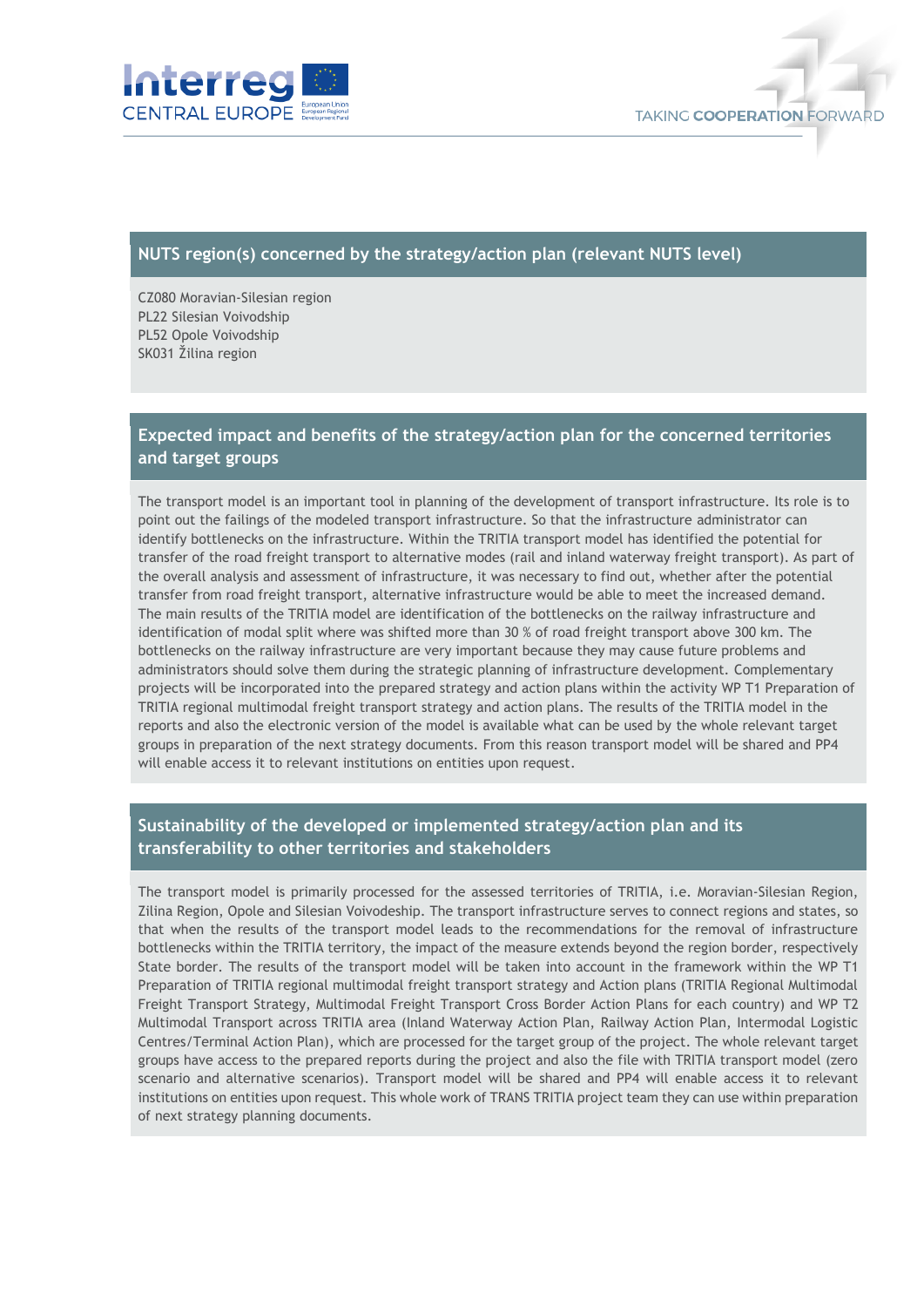## NUTS region(s) concerned by the strategy/action plan (relevant NUTS level)

CZ080 Moravian-Silesian region
PL22 Silesian Voivodship
PL52 Opole Voivodship
SK031 Žilina region

## Expected impact and benefits of the strategy/action plan for the concerned territories and target groups

The transport model is an important tool in planning of the development of transport infrastructure. Its role is to point out the failings of the modeled transport infrastructure. So that the infrastructure administrator can identify bottlenecks on the infrastructure. Within the TRITIA transport model has identified the potential for transfer of the road freight transport to alternative modes (rail and inland waterway freight transport). As part of the overall analysis and assessment of infrastructure, it was necessary to find out, whether after the potential transfer from road freight transport, alternative infrastructure would be able to meet the increased demand. The main results of the TRITIA model are identification of the bottlenecks on the railway infrastructure and identification of modal split where was shifted more than 30 % of road freight transport above 300 km. The bottlenecks on the railway infrastructure are very important because they may cause future problems and administrators should solve them during the strategic planning of infrastructure development. Complementary projects will be incorporated into the prepared strategy and action plans within the activity WP T1 Preparation of TRITIA regional multimodal freight transport strategy and action plans. The results of the TRITIA model in the reports and also the electronic version of the model is available what can be used by the whole relevant target groups in preparation of the next strategy documents. From this reason transport model will be shared and PP4 will enable access it to relevant institutions on entities upon request.

## Sustainability of the developed or implemented strategy/action plan and its transferability to other territories and stakeholders

The transport model is primarily processed for the assessed territories of TRITIA, i.e. Moravian-Silesian Region, Zilina Region, Opole and Silesian Voivodeship. The transport infrastructure serves to connect regions and states, so that when the results of the transport model leads to the recommendations for the removal of infrastructure bottlenecks within the TRITIA territory, the impact of the measure extends beyond the region border, respectively State border. The results of the transport model will be taken into account in the framework within the WP T1 Preparation of TRITIA regional multimodal freight transport strategy and Action plans (TRITIA Regional Multimodal Freight Transport Strategy, Multimodal Freight Transport Cross Border Action Plans for each country) and WP T2 Multimodal Transport across TRITIA area (Inland Waterway Action Plan, Railway Action Plan, Intermodal Logistic Centres/Terminal Action Plan), which are processed for the target group of the project. The whole relevant target groups have access to the prepared reports during the project and also the file with TRITIA transport model (zero scenario and alternative scenarios). Transport model will be shared and PP4 will enable access it to relevant institutions on entities upon request. This whole work of TRANS TRITIA project team they can use within preparation of next strategy planning documents.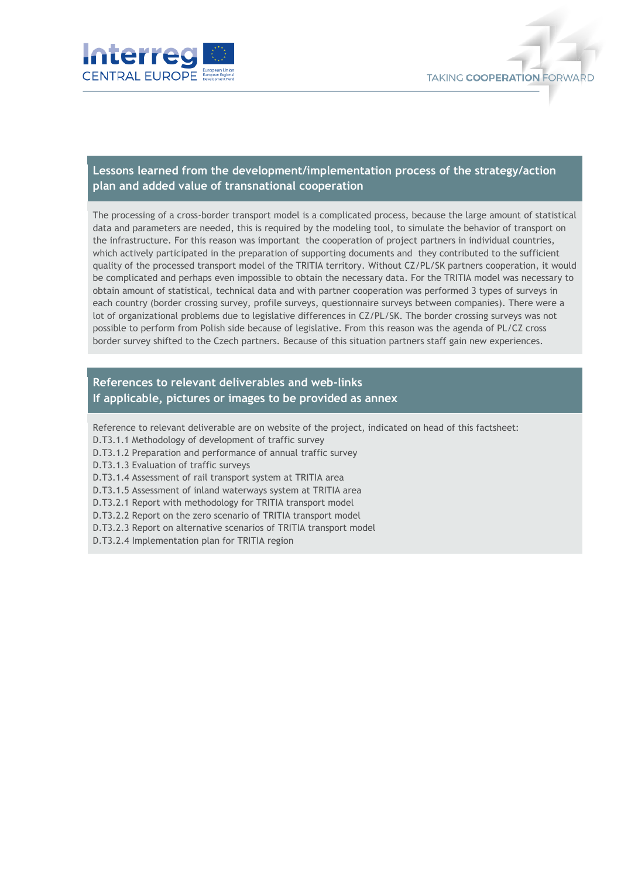## Lessons learned from the development/implementation process of the strategy/action plan and added value of transnational cooperation

The processing of a cross-border transport model is a complicated process, because the large amount of statistical data and parameters are needed, this is required by the modeling tool, to simulate the behavior of transport on the infrastructure. For this reason was important the cooperation of project partners in individual countries, which actively participated in the preparation of supporting documents and they contributed to the sufficient quality of the processed transport model of the TRITIA territory. Without CZ/PL/SK partners cooperation, it would be complicated and perhaps even impossible to obtain the necessary data. For the TRITIA model was necessary to obtain amount of statistical, technical data and with partner cooperation was performed 3 types of surveys in each country (border crossing survey, profile surveys, questionnaire surveys between companies). There were a lot of organizational problems due to legislative differences in CZ/PL/SK. The border crossing surveys was not possible to perform from Polish side because of legislative. From this reason was the agenda of PL/CZ cross border survey shifted to the Czech partners. Because of this situation partners staff gain new experiences.

## References to relevant deliverables and web-links
## If applicable, pictures or images to be provided as annex

Reference to relevant deliverable are on website of the project, indicated on head of this factsheet:
D.T3.1.1 Methodology of development of traffic survey
D.T3.1.2 Preparation and performance of annual traffic survey
D.T3.1.3 Evaluation of traffic surveys
D.T3.1.4 Assessment of rail transport system at TRITIA area
D.T3.1.5 Assessment of inland waterways system at TRITIA area
D.T3.2.1 Report with methodology for TRITIA transport model
D.T3.2.2 Report on the zero scenario of TRITIA transport model
D.T3.2.3 Report on alternative scenarios of TRITIA transport model
D.T3.2.4 Implementation plan for TRITIA region